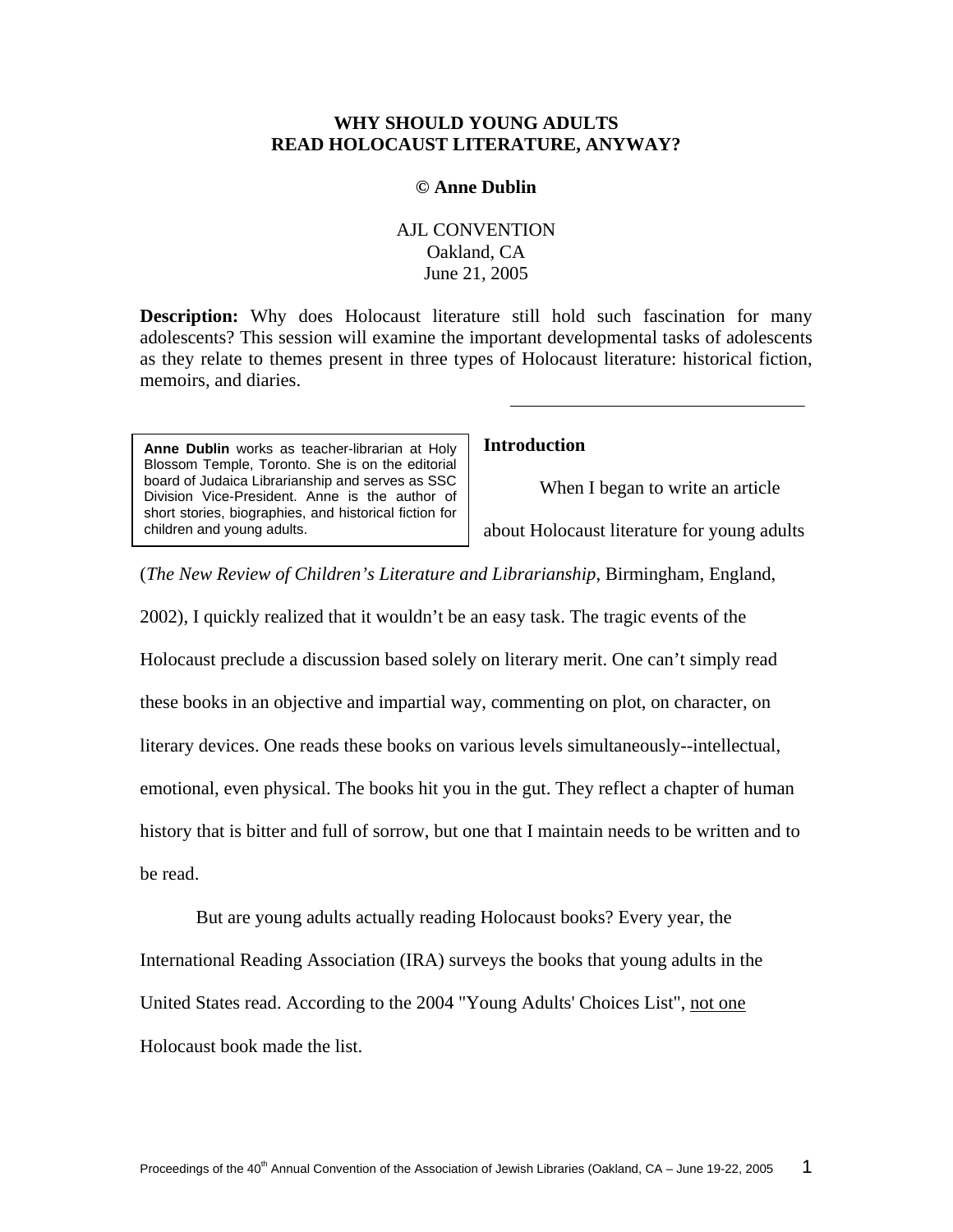# WHY SHOULD YOUNG ADULTS READ HOLOCAUST LITERATURE, ANYWAY?

**© Anne Dublin**

AJL CONVENTION
Oakland, CA
June 21, 2005

**Description:** Why does Holocaust literature still hold such fascination for many adolescents? This session will examine the important developmental tasks of adolescents as they relate to themes present in three types of Holocaust literature: historical fiction, memoirs, and diaries.

---

**Anne Dublin** works as teacher-librarian at Holy Blossom Temple, Toronto. She is on the editorial board of Judaica Librarianship and serves as SSC Division Vice-President. Anne is the author of short stories, biographies, and historical fiction for children and young adults.

## Introduction

When I began to write an article about Holocaust literature for young adults (*The New Review of Children's Literature and Librarianship*, Birmingham, England, 2002), I quickly realized that it wouldn't be an easy task. The tragic events of the Holocaust preclude a discussion based solely on literary merit. One can't simply read these books in an objective and impartial way, commenting on plot, on character, on literary devices. One reads these books on various levels simultaneously--intellectual, emotional, even physical. The books hit you in the gut. They reflect a chapter of human history that is bitter and full of sorrow, but one that I maintain needs to be written and to be read.

But are young adults actually reading Holocaust books? Every year, the International Reading Association (IRA) surveys the books that young adults in the United States read. According to the 2004 "Young Adults' Choices List", <u>not one</u> Holocaust book made the list.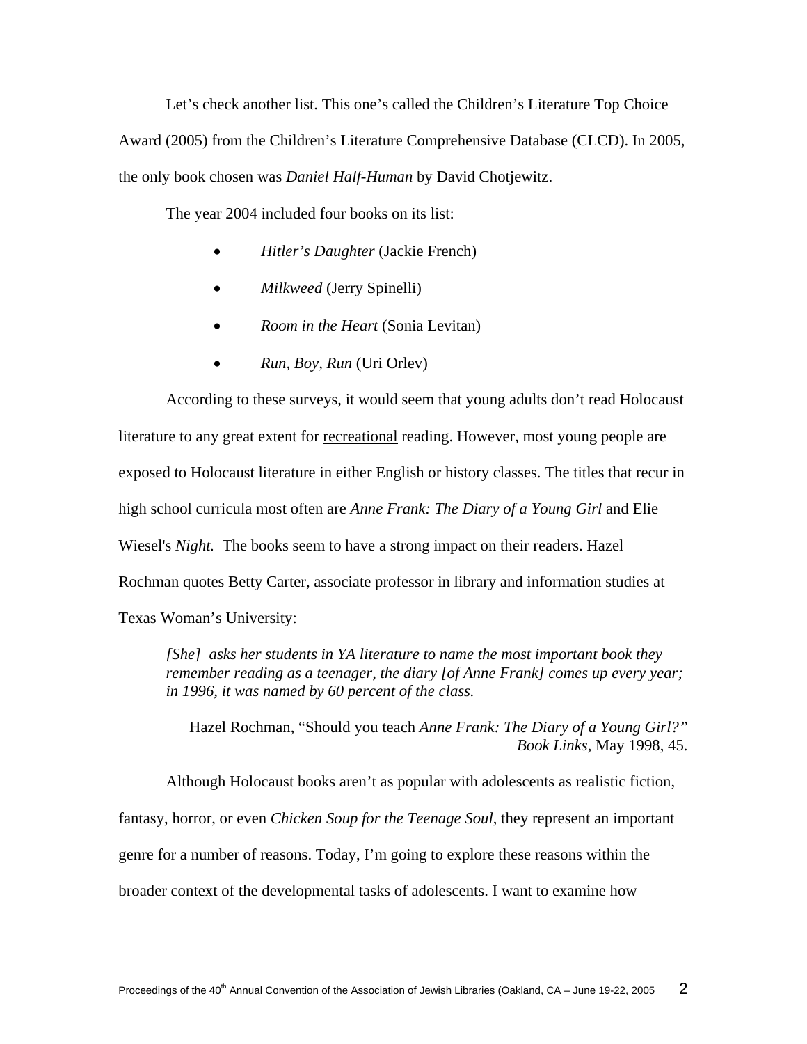Let's check another list. This one's called the Children's Literature Top Choice Award (2005) from the Children's Literature Comprehensive Database (CLCD). In 2005, the only book chosen was *Daniel Half-Human* by David Chotjewitz.

The year 2004 included four books on its list:

- *Hitler's Daughter* (Jackie French)
- *Milkweed* (Jerry Spinelli)
- *Room in the Heart* (Sonia Levitan)
- *Run, Boy, Run* (Uri Orlev)

According to these surveys, it would seem that young adults don't read Holocaust literature to any great extent for <u>recreational</u> reading. However, most young people are exposed to Holocaust literature in either English or history classes. The titles that recur in high school curricula most often are *Anne Frank: The Diary of a Young Girl* and Elie Wiesel's *Night.* The books seem to have a strong impact on their readers. Hazel Rochman quotes Betty Carter, associate professor in library and information studies at Texas Woman's University:

> *[She] asks her students in YA literature to name the most important book they remember reading as a teenager, the diary [of Anne Frank] comes up every year; in 1996, it was named by 60 percent of the class.*
>
> Hazel Rochman, "Should you teach *Anne Frank: The Diary of a Young Girl?" Book Links,* May 1998, 45.

Although Holocaust books aren't as popular with adolescents as realistic fiction, fantasy, horror, or even *Chicken Soup for the Teenage Soul*, they represent an important genre for a number of reasons. Today, I'm going to explore these reasons within the broader context of the developmental tasks of adolescents. I want to examine how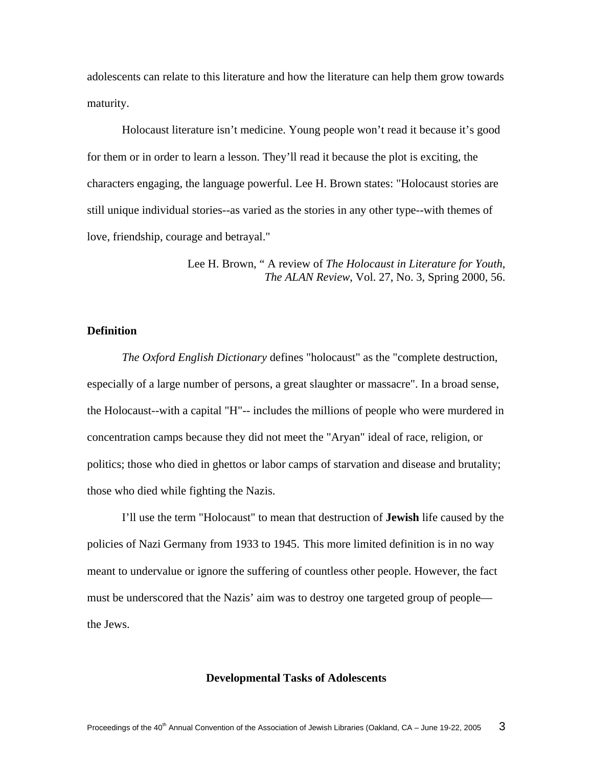adolescents can relate to this literature and how the literature can help them grow towards maturity.

Holocaust literature isn't medicine. Young people won't read it because it's good for them or in order to learn a lesson. They'll read it because the plot is exciting, the characters engaging, the language powerful. Lee H. Brown states: "Holocaust stories are still unique individual stories--as varied as the stories in any other type--with themes of love, friendship, courage and betrayal."

Lee H. Brown, " A review of *The Holocaust in Literature for Youth*, *The ALAN Review*, Vol. 27, No. 3, Spring 2000, 56.

**Definition**

*The Oxford English Dictionary* defines "holocaust" as the "complete destruction, especially of a large number of persons, a great slaughter or massacre". In a broad sense, the Holocaust--with a capital "H"-- includes the millions of people who were murdered in concentration camps because they did not meet the "Aryan" ideal of race, religion, or politics; those who died in ghettos or labor camps of starvation and disease and brutality; those who died while fighting the Nazis.

I'll use the term "Holocaust" to mean that destruction of **Jewish** life caused by the policies of Nazi Germany from 1933 to 1945. This more limited definition is in no way meant to undervalue or ignore the suffering of countless other people. However, the fact must be underscored that the Nazis' aim was to destroy one targeted group of people—the Jews.

**Developmental Tasks of Adolescents**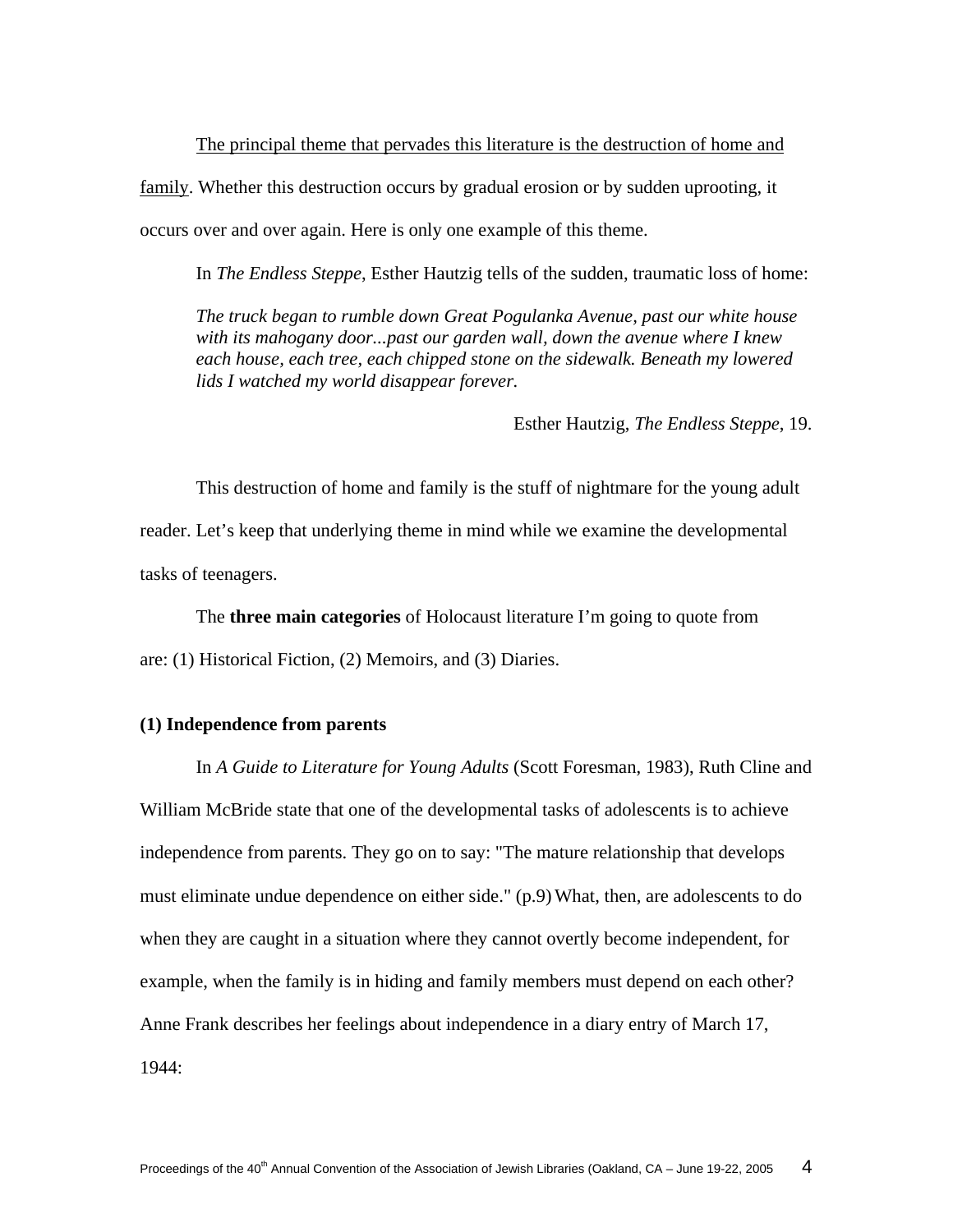<u>The principal theme that pervades this literature is the destruction of home and family</u>. Whether this destruction occurs by gradual erosion or by sudden uprooting, it occurs over and over again. Here is only one example of this theme.

In *The Endless Steppe*, Esther Hautzig tells of the sudden, traumatic loss of home:

> *The truck began to rumble down Great Pogulanka Avenue, past our white house with its mahogany door...past our garden wall, down the avenue where I knew each house, each tree, each chipped stone on the sidewalk. Beneath my lowered lids I watched my world disappear forever.*
>
> Esther Hautzig, *The Endless Steppe*, 19.

This destruction of home and family is the stuff of nightmare for the young adult reader. Let's keep that underlying theme in mind while we examine the developmental tasks of teenagers.

The **three main categories** of Holocaust literature I'm going to quote from are: (1) Historical Fiction, (2) Memoirs, and (3) Diaries.

**(1) Independence from parents**

In *A Guide to Literature for Young Adults* (Scott Foresman, 1983), Ruth Cline and William McBride state that one of the developmental tasks of adolescents is to achieve independence from parents. They go on to say: "The mature relationship that develops must eliminate undue dependence on either side." (p.9) What, then, are adolescents to do when they are caught in a situation where they cannot overtly become independent, for example, when the family is in hiding and family members must depend on each other? Anne Frank describes her feelings about independence in a diary entry of March 17, 1944: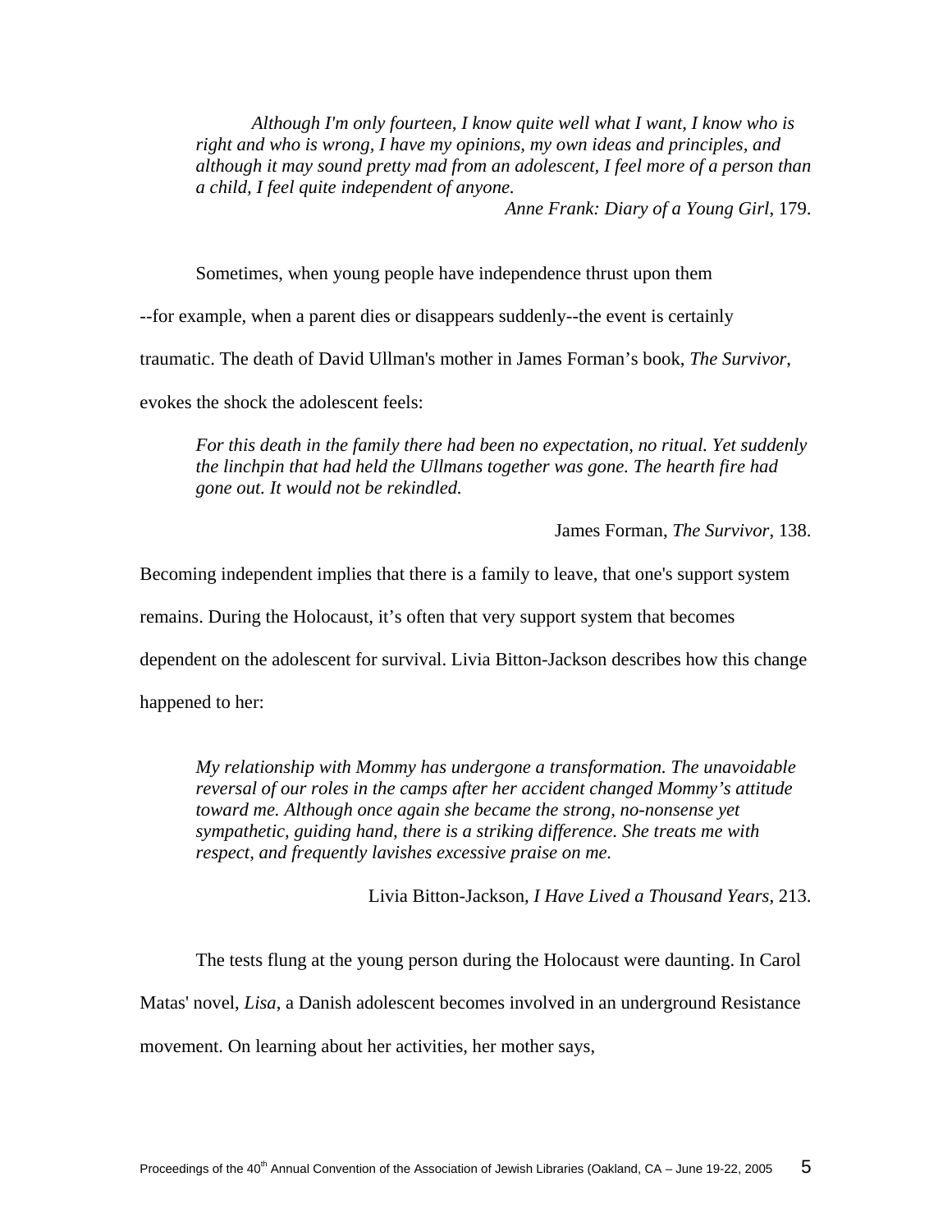> *Although I'm only fourteen, I know quite well what I want, I know who is right and who is wrong, I have my opinions, my own ideas and principles, and although it may sound pretty mad from an adolescent, I feel more of a person than a child, I feel quite independent of anyone.*
>
> *Anne Frank: Diary of a Young Girl*, 179.

Sometimes, when young people have independence thrust upon them --for example, when a parent dies or disappears suddenly--the event is certainly traumatic. The death of David Ullman's mother in James Forman's book, *The Survivor*, evokes the shock the adolescent feels:

> *For this death in the family there had been no expectation, no ritual. Yet suddenly the linchpin that had held the Ullmans together was gone. The hearth fire had gone out. It would not be rekindled.*
>
> James Forman, *The Survivor*, 138.

Becoming independent implies that there is a family to leave, that one's support system remains. During the Holocaust, it's often that very support system that becomes dependent on the adolescent for survival. Livia Bitton-Jackson describes how this change happened to her:

> *My relationship with Mommy has undergone a transformation. The unavoidable reversal of our roles in the camps after her accident changed Mommy's attitude toward me. Although once again she became the strong, no-nonsense yet sympathetic, guiding hand, there is a striking difference. She treats me with respect, and frequently lavishes excessive praise on me.*
>
> Livia Bitton-Jackson, *I Have Lived a Thousand Years*, 213.

The tests flung at the young person during the Holocaust were daunting. In Carol Matas' novel, *Lisa*, a Danish adolescent becomes involved in an underground Resistance movement. On learning about her activities, her mother says,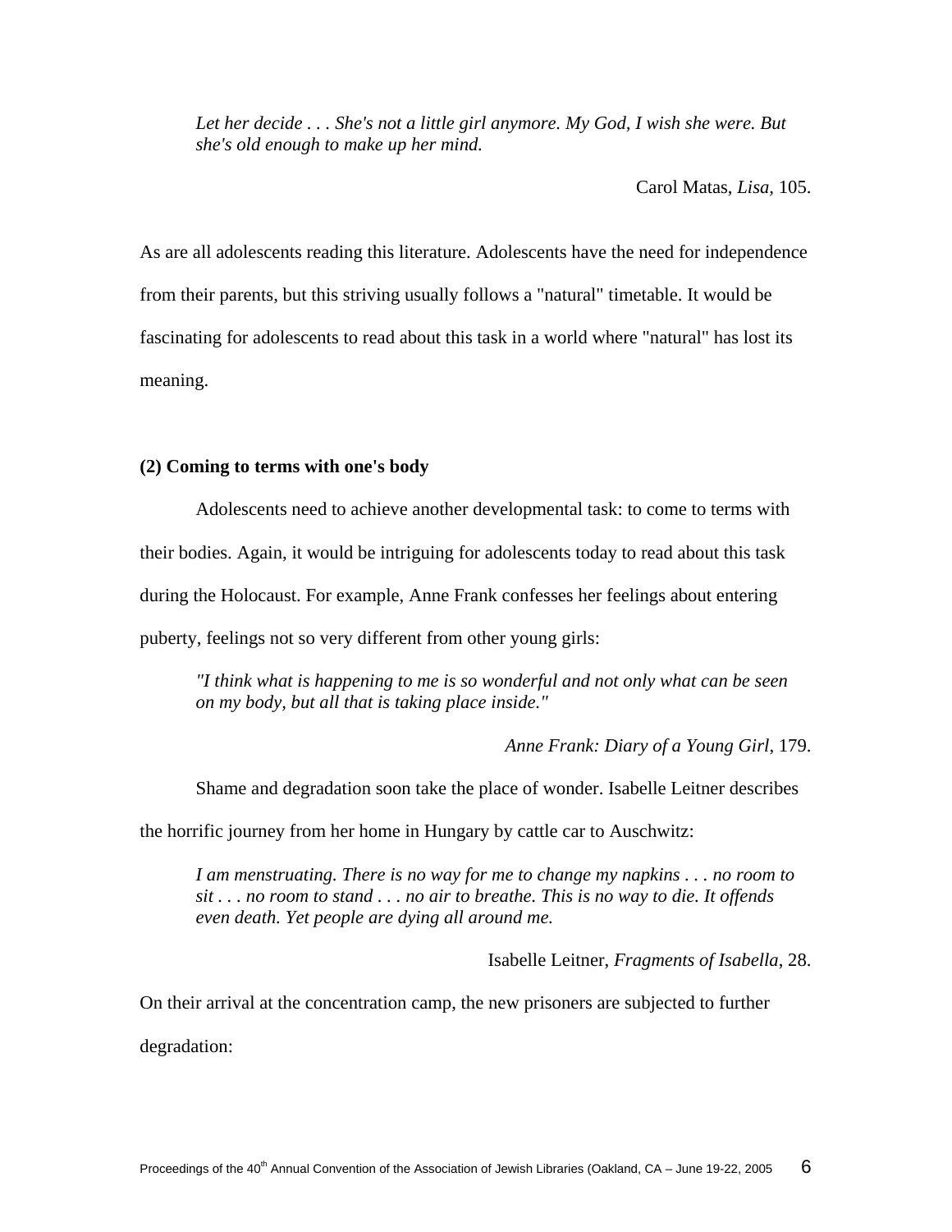*Let her decide . . . She's not a little girl anymore. My God, I wish she were. But she's old enough to make up her mind.*

Carol Matas, *Lisa*, 105.

As are all adolescents reading this literature. Adolescents have the need for independence from their parents, but this striving usually follows a "natural" timetable. It would be fascinating for adolescents to read about this task in a world where "natural" has lost its meaning.

**(2) Coming to terms with one's body**

Adolescents need to achieve another developmental task: to come to terms with their bodies. Again, it would be intriguing for adolescents today to read about this task during the Holocaust. For example, Anne Frank confesses her feelings about entering puberty, feelings not so very different from other young girls:

*"I think what is happening to me is so wonderful and not only what can be seen on my body, but all that is taking place inside."*

*Anne Frank: Diary of a Young Girl*, 179.

Shame and degradation soon take the place of wonder. Isabelle Leitner describes the horrific journey from her home in Hungary by cattle car to Auschwitz:

*I am menstruating. There is no way for me to change my napkins . . . no room to sit . . . no room to stand . . . no air to breathe. This is no way to die. It offends even death. Yet people are dying all around me.*

Isabelle Leitner, *Fragments of Isabella*, 28.

On their arrival at the concentration camp, the new prisoners are subjected to further degradation: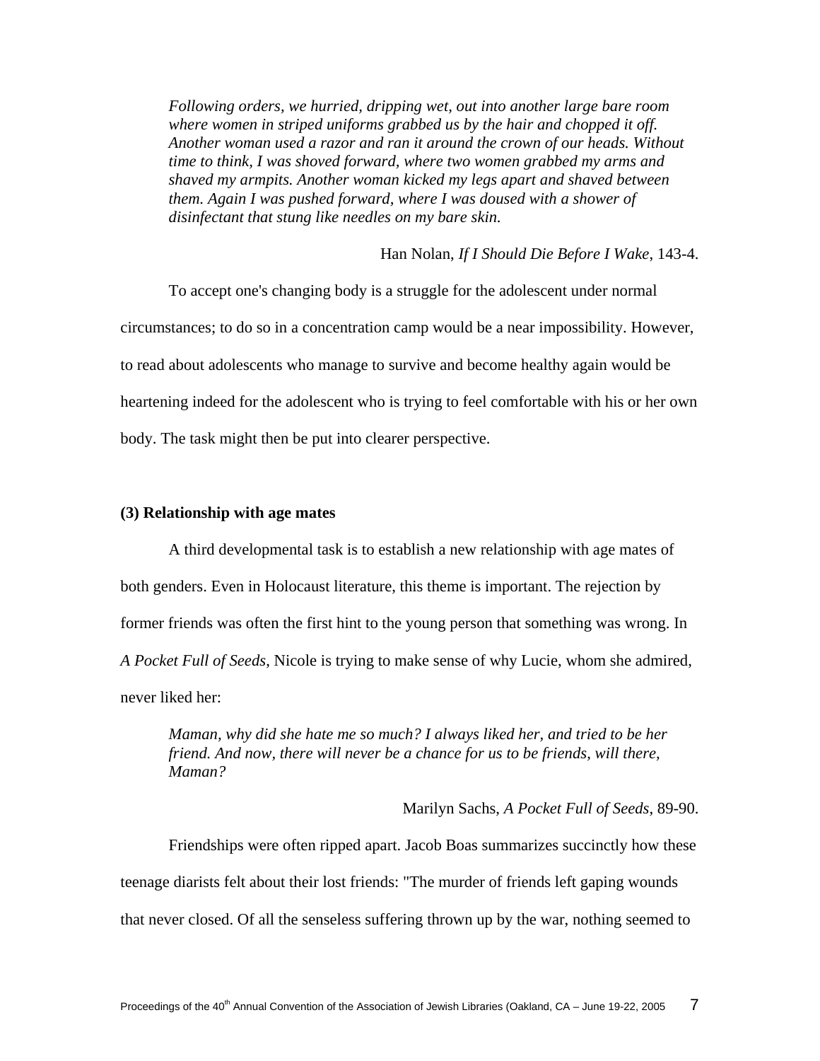*Following orders, we hurried, dripping wet, out into another large bare room where women in striped uniforms grabbed us by the hair and chopped it off. Another woman used a razor and ran it around the crown of our heads. Without time to think, I was shoved forward, where two women grabbed my arms and shaved my armpits. Another woman kicked my legs apart and shaved between them. Again I was pushed forward, where I was doused with a shower of disinfectant that stung like needles on my bare skin.*

Han Nolan, *If I Should Die Before I Wake*, 143-4.

To accept one's changing body is a struggle for the adolescent under normal circumstances; to do so in a concentration camp would be a near impossibility. However, to read about adolescents who manage to survive and become healthy again would be heartening indeed for the adolescent who is trying to feel comfortable with his or her own body. The task might then be put into clearer perspective.

**(3) Relationship with age mates**

A third developmental task is to establish a new relationship with age mates of both genders. Even in Holocaust literature, this theme is important. The rejection by former friends was often the first hint to the young person that something was wrong. In *A Pocket Full of Seeds*, Nicole is trying to make sense of why Lucie, whom she admired, never liked her:

*Maman, why did she hate me so much? I always liked her, and tried to be her friend. And now, there will never be a chance for us to be friends, will there, Maman?*

Marilyn Sachs, *A Pocket Full of Seeds*, 89-90.

Friendships were often ripped apart. Jacob Boas summarizes succinctly how these teenage diarists felt about their lost friends: "The murder of friends left gaping wounds that never closed. Of all the senseless suffering thrown up by the war, nothing seemed to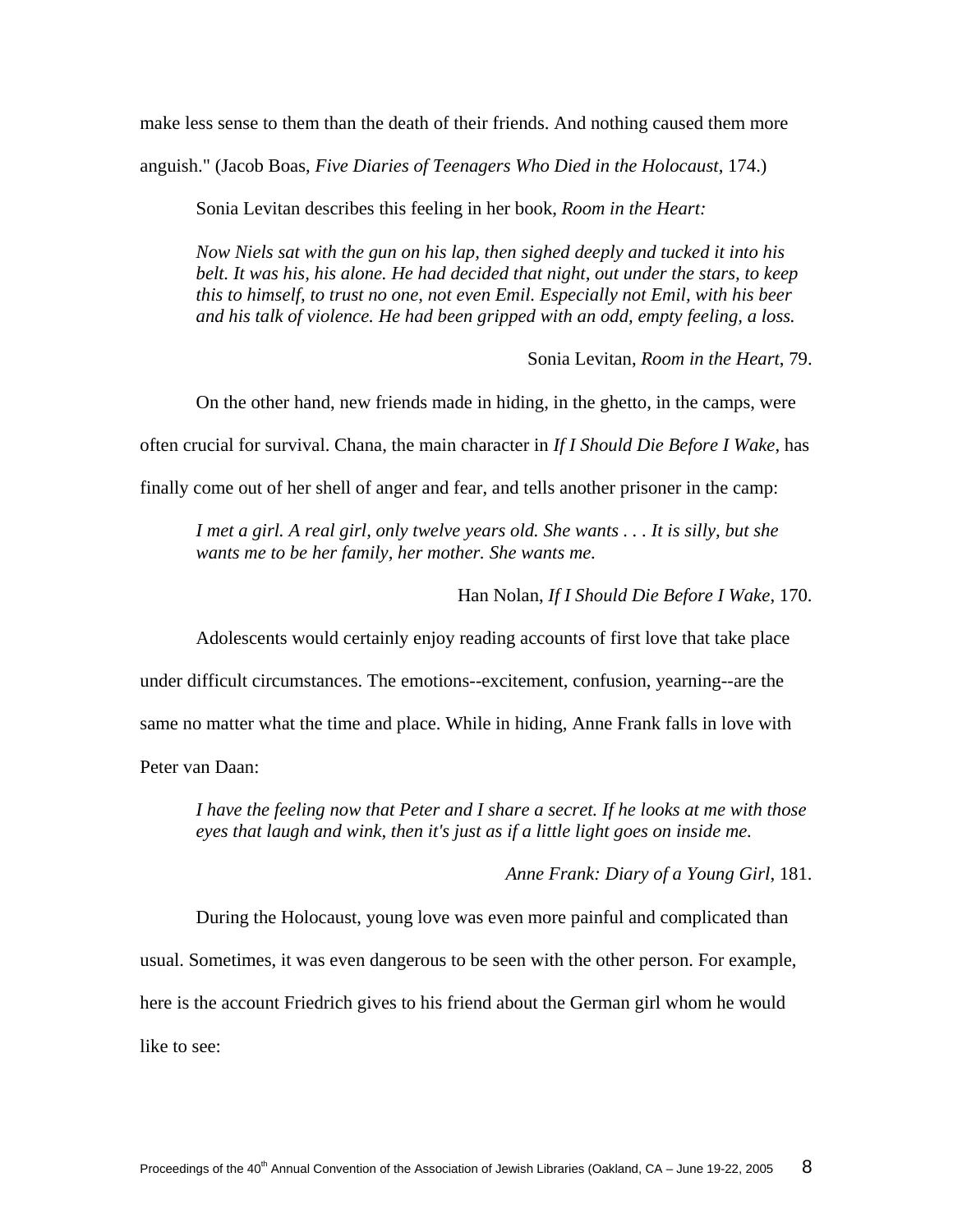make less sense to them than the death of their friends. And nothing caused them more anguish." (Jacob Boas, *Five Diaries of Teenagers Who Died in the Holocaust*, 174.)

Sonia Levitan describes this feeling in her book, *Room in the Heart:*

> *Now Niels sat with the gun on his lap, then sighed deeply and tucked it into his belt. It was his, his alone. He had decided that night, out under the stars, to keep this to himself, to trust no one, not even Emil. Especially not Emil, with his beer and his talk of violence. He had been gripped with an odd, empty feeling, a loss.*
>
> Sonia Levitan, *Room in the Heart*, 79.

On the other hand, new friends made in hiding, in the ghetto, in the camps, were often crucial for survival. Chana, the main character in *If I Should Die Before I Wake*, has finally come out of her shell of anger and fear, and tells another prisoner in the camp:

> *I met a girl. A real girl, only twelve years old. She wants . . . It is silly, but she wants me to be her family, her mother. She wants me.*
>
> Han Nolan, *If I Should Die Before I Wake*, 170.

Adolescents would certainly enjoy reading accounts of first love that take place under difficult circumstances. The emotions--excitement, confusion, yearning--are the same no matter what the time and place. While in hiding, Anne Frank falls in love with Peter van Daan:

> *I have the feeling now that Peter and I share a secret. If he looks at me with those eyes that laugh and wink, then it's just as if a little light goes on inside me.*
>
> *Anne Frank: Diary of a Young Girl*, 181.

During the Holocaust, young love was even more painful and complicated than usual. Sometimes, it was even dangerous to be seen with the other person. For example, here is the account Friedrich gives to his friend about the German girl whom he would like to see: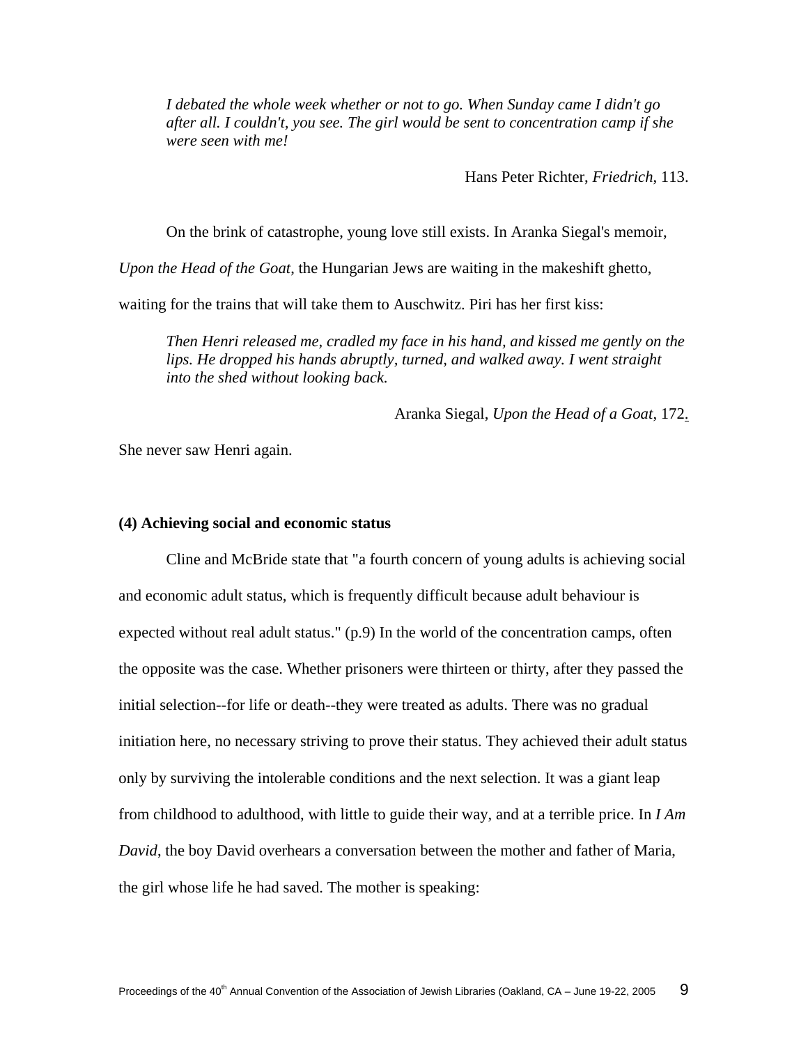> *I debated the whole week whether or not to go. When Sunday came I didn't go after all. I couldn't, you see. The girl would be sent to concentration camp if she were seen with me!*
>
> Hans Peter Richter, *Friedrich*, 113.

On the brink of catastrophe, young love still exists. In Aranka Siegal's memoir, *Upon the Head of the Goat*, the Hungarian Jews are waiting in the makeshift ghetto, waiting for the trains that will take them to Auschwitz. Piri has her first kiss:

> *Then Henri released me, cradled my face in his hand, and kissed me gently on the lips. He dropped his hands abruptly, turned, and walked away. I went straight into the shed without looking back.*
>
> Aranka Siegal, *Upon the Head of a Goat*, 172.

She never saw Henri again.

**(4) Achieving social and economic status**

Cline and McBride state that "a fourth concern of young adults is achieving social and economic adult status, which is frequently difficult because adult behaviour is expected without real adult status." (p.9) In the world of the concentration camps, often the opposite was the case. Whether prisoners were thirteen or thirty, after they passed the initial selection--for life or death--they were treated as adults. There was no gradual initiation here, no necessary striving to prove their status. They achieved their adult status only by surviving the intolerable conditions and the next selection. It was a giant leap from childhood to adulthood, with little to guide their way, and at a terrible price. In *I Am David*, the boy David overhears a conversation between the mother and father of Maria, the girl whose life he had saved. The mother is speaking: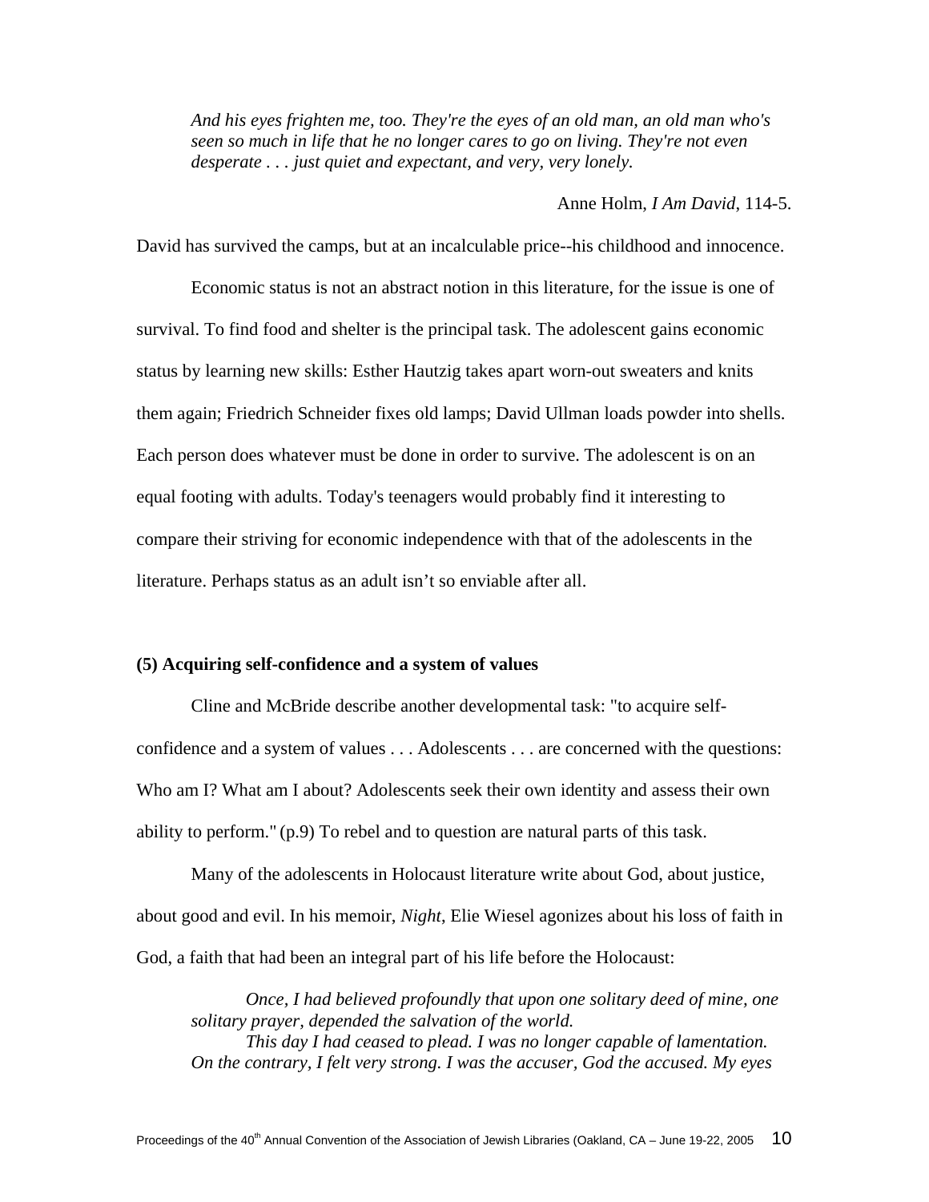> *And his eyes frighten me, too. They're the eyes of an old man, an old man who's seen so much in life that he no longer cares to go on living. They're not even desperate . . . just quiet and expectant, and very, very lonely.*
>
> Anne Holm, *I Am David*, 114-5.

David has survived the camps, but at an incalculable price--his childhood and innocence.

Economic status is not an abstract notion in this literature, for the issue is one of survival. To find food and shelter is the principal task. The adolescent gains economic status by learning new skills: Esther Hautzig takes apart worn-out sweaters and knits them again; Friedrich Schneider fixes old lamps; David Ullman loads powder into shells. Each person does whatever must be done in order to survive. The adolescent is on an equal footing with adults. Today's teenagers would probably find it interesting to compare their striving for economic independence with that of the adolescents in the literature. Perhaps status as an adult isn't so enviable after all.

**(5) Acquiring self-confidence and a system of values**

Cline and McBride describe another developmental task: "to acquire self-confidence and a system of values . . . Adolescents . . . are concerned with the questions: Who am I? What am I about? Adolescents seek their own identity and assess their own ability to perform." (p.9) To rebel and to question are natural parts of this task.

Many of the adolescents in Holocaust literature write about God, about justice, about good and evil. In his memoir, *Night*, Elie Wiesel agonizes about his loss of faith in God, a faith that had been an integral part of his life before the Holocaust:

> *Once, I had believed profoundly that upon one solitary deed of mine, one solitary prayer, depended the salvation of the world.*
>
> *This day I had ceased to plead. I was no longer capable of lamentation. On the contrary, I felt very strong. I was the accuser, God the accused. My eyes*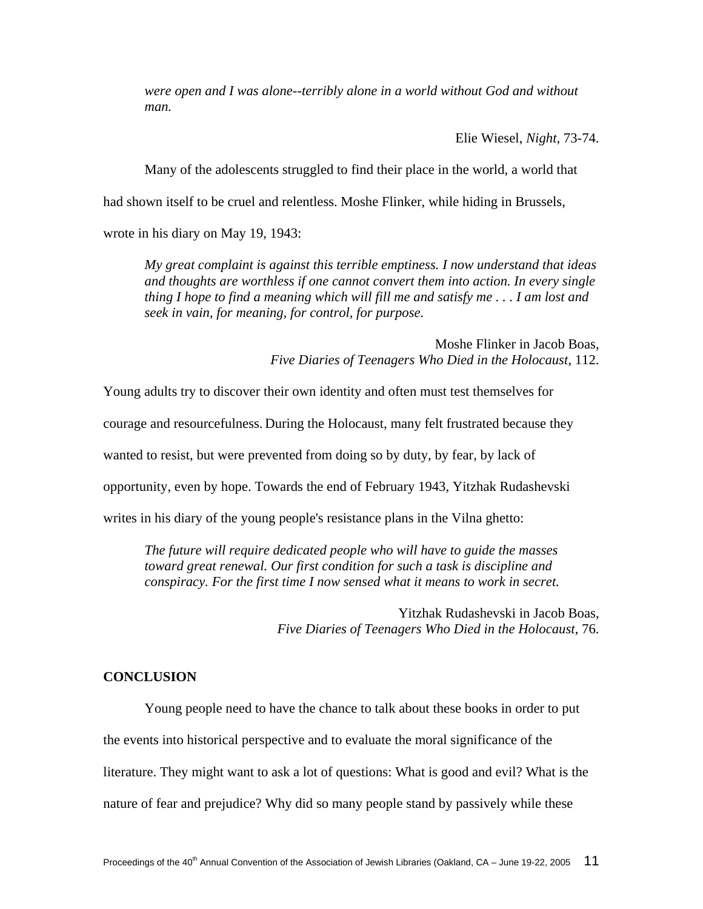*were open and I was alone--terribly alone in a world without God and without man.*

Elie Wiesel, *Night*, 73-74.

Many of the adolescents struggled to find their place in the world, a world that had shown itself to be cruel and relentless. Moshe Flinker, while hiding in Brussels, wrote in his diary on May 19, 1943:

> *My great complaint is against this terrible emptiness. I now understand that ideas and thoughts are worthless if one cannot convert them into action. In every single thing I hope to find a meaning which will fill me and satisfy me . . . I am lost and seek in vain, for meaning, for control, for purpose.*

Moshe Flinker in Jacob Boas, *Five Diaries of Teenagers Who Died in the Holocaust*, 112.

Young adults try to discover their own identity and often must test themselves for courage and resourcefulness. During the Holocaust, many felt frustrated because they wanted to resist, but were prevented from doing so by duty, by fear, by lack of opportunity, even by hope. Towards the end of February 1943, Yitzhak Rudashevski writes in his diary of the young people's resistance plans in the Vilna ghetto:

> *The future will require dedicated people who will have to guide the masses toward great renewal. Our first condition for such a task is discipline and conspiracy. For the first time I now sensed what it means to work in secret.*

Yitzhak Rudashevski in Jacob Boas, *Five Diaries of Teenagers Who Died in the Holocaust*, 76.

**CONCLUSION**

Young people need to have the chance to talk about these books in order to put the events into historical perspective and to evaluate the moral significance of the literature. They might want to ask a lot of questions: What is good and evil? What is the nature of fear and prejudice? Why did so many people stand by passively while these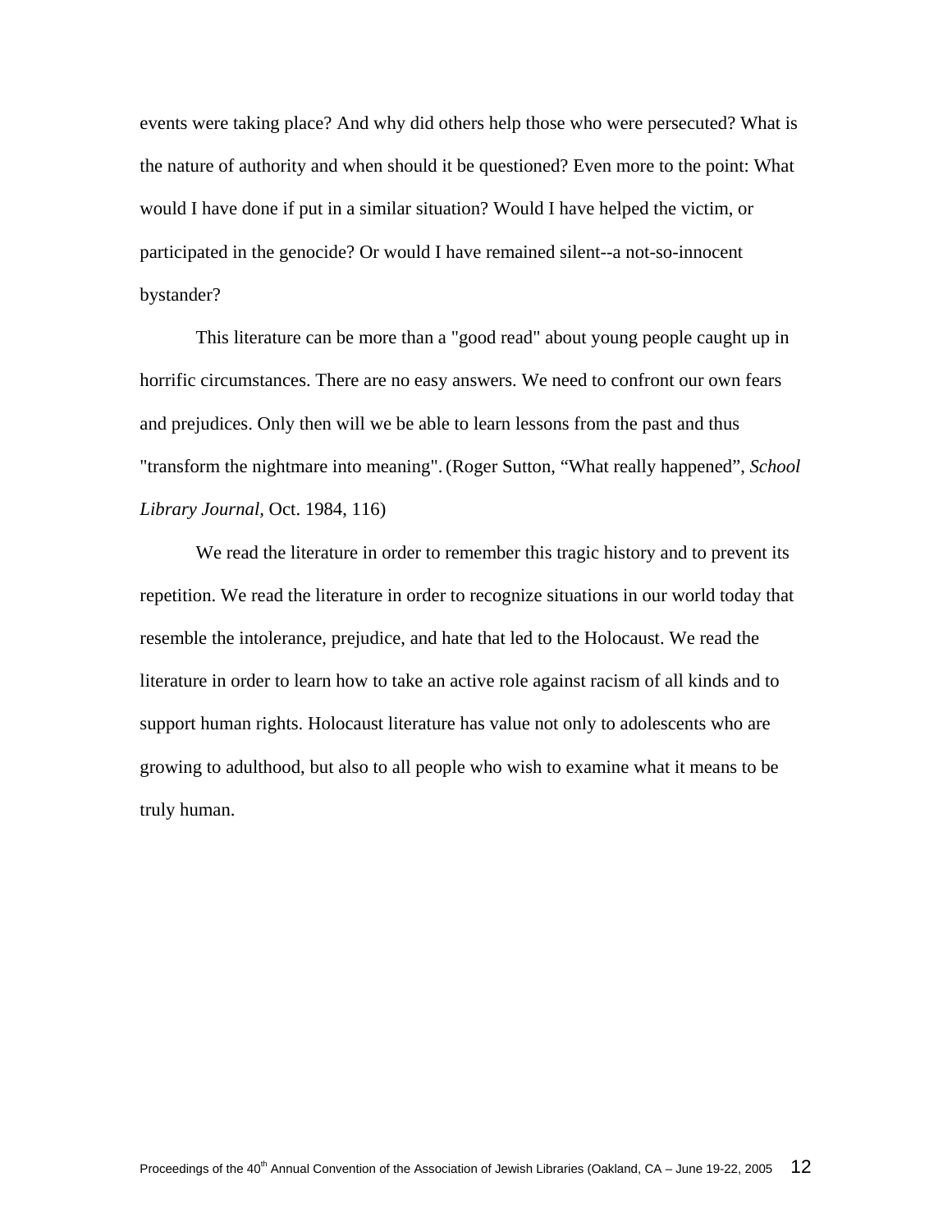events were taking place? And why did others help those who were persecuted? What is the nature of authority and when should it be questioned? Even more to the point: What would I have done if put in a similar situation? Would I have helped the victim, or participated in the genocide? Or would I have remained silent--a not-so-innocent bystander?

This literature can be more than a "good read" about young people caught up in horrific circumstances. There are no easy answers. We need to confront our own fears and prejudices. Only then will we be able to learn lessons from the past and thus "transform the nightmare into meaning". (Roger Sutton, "What really happened", *School Library Journal*, Oct. 1984, 116)

We read the literature in order to remember this tragic history and to prevent its repetition. We read the literature in order to recognize situations in our world today that resemble the intolerance, prejudice, and hate that led to the Holocaust. We read the literature in order to learn how to take an active role against racism of all kinds and to support human rights. Holocaust literature has value not only to adolescents who are growing to adulthood, but also to all people who wish to examine what it means to be truly human.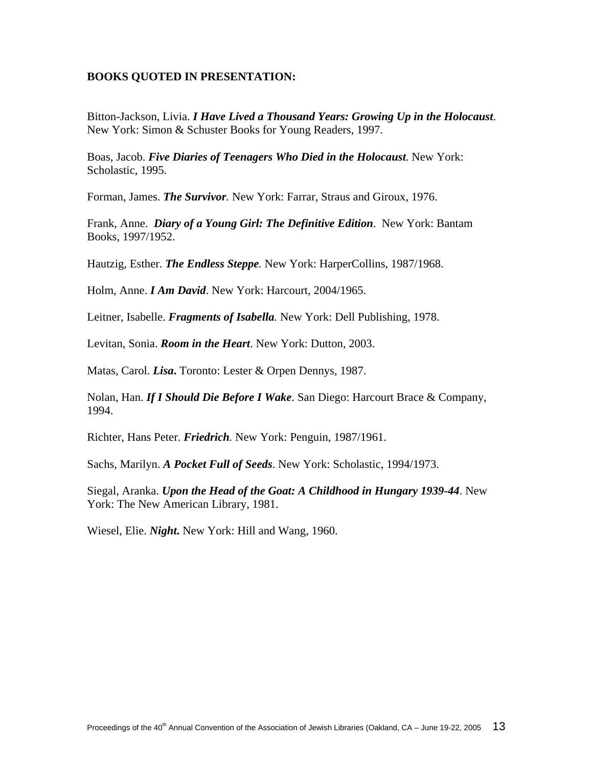**BOOKS QUOTED IN PRESENTATION:**

Bitton-Jackson, Livia. ***I Have Lived a Thousand Years: Growing Up in the Holocaust***. New York: Simon & Schuster Books for Young Readers, 1997.

Boas, Jacob. ***Five Diaries of Teenagers Who Died in the Holocaust***. New York: Scholastic, 1995.

Forman, James. ***The Survivor***. New York: Farrar, Straus and Giroux, 1976.

Frank, Anne. ***Diary of a Young Girl: The Definitive Edition***. New York: Bantam Books, 1997/1952.

Hautzig, Esther. ***The Endless Steppe***. New York: HarperCollins, 1987/1968.

Holm, Anne. ***I Am David***. New York: Harcourt, 2004/1965.

Leitner, Isabelle. ***Fragments of Isabella***. New York: Dell Publishing, 1978.

Levitan, Sonia. ***Room in the Heart***. New York: Dutton, 2003.

Matas, Carol. ***Lisa***. Toronto: Lester & Orpen Dennys, 1987.

Nolan, Han. ***If I Should Die Before I Wake***. San Diego: Harcourt Brace & Company, 1994.

Richter, Hans Peter. ***Friedrich***. New York: Penguin, 1987/1961.

Sachs, Marilyn. ***A Pocket Full of Seeds***. New York: Scholastic, 1994/1973.

Siegal, Aranka. ***Upon the Head of the Goat: A Childhood in Hungary 1939-44***. New York: The New American Library, 1981.

Wiesel, Elie. ***Night***. New York: Hill and Wang, 1960.